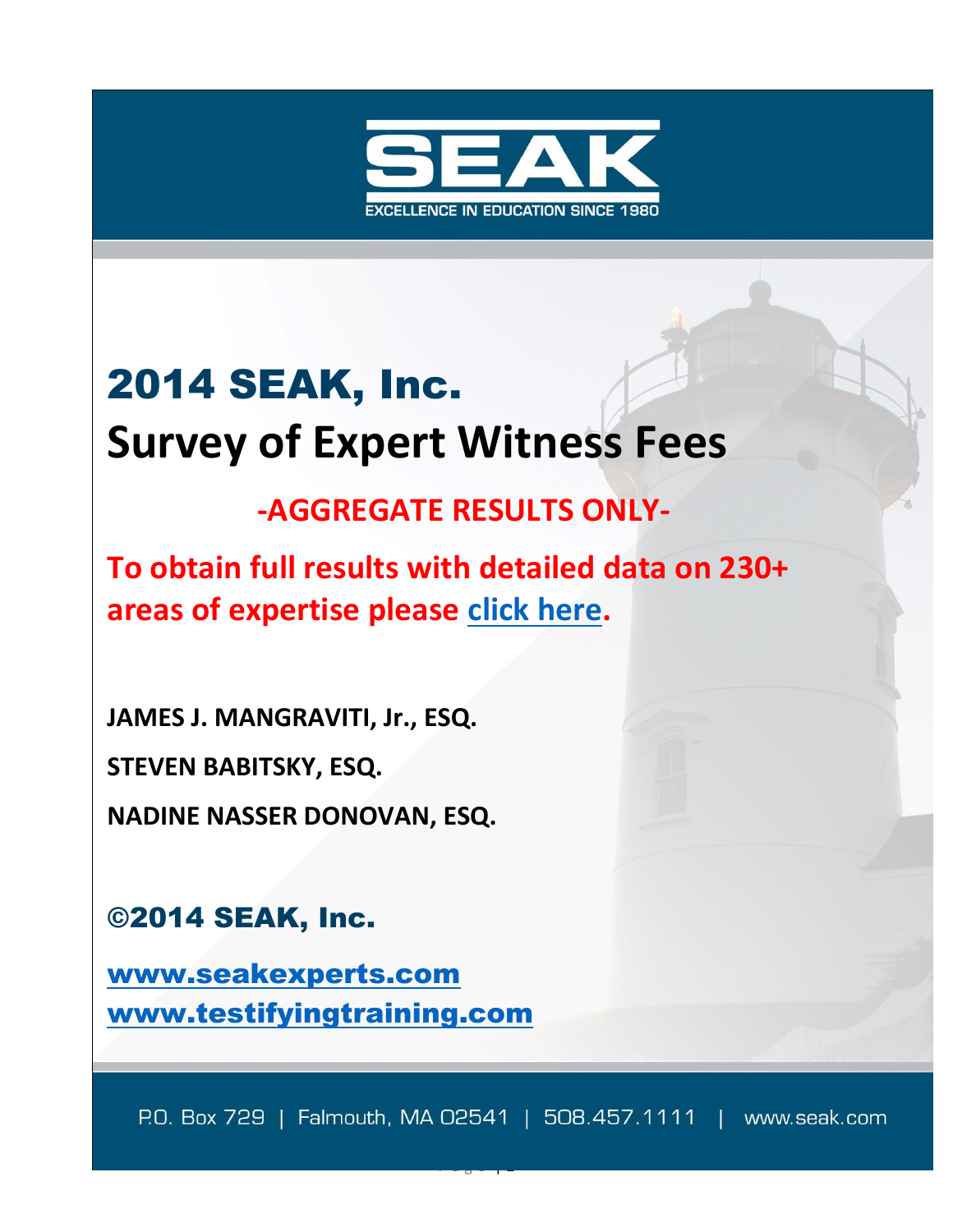SEAK

EXCELLENCE IN EDUCATION SINCE 1980

# 2014 SEAK, Inc.
# Survey of Expert Witness Fees

**-AGGREGATE RESULTS ONLY-**

**To obtain full results with detailed data on 230+ areas of expertise please click here.**

**JAMES J. MANGRAVITI, Jr., ESQ.**

**STEVEN BABITSKY, ESQ.**

**NADINE NASSER DONOVAN, ESQ.**

**©2014 SEAK, Inc.**

**www.seakexperts.com**
**www.testifyingtraining.com**

P.O. Box 729 | Falmouth, MA 02541 | 508.457.1111 | www.seak.com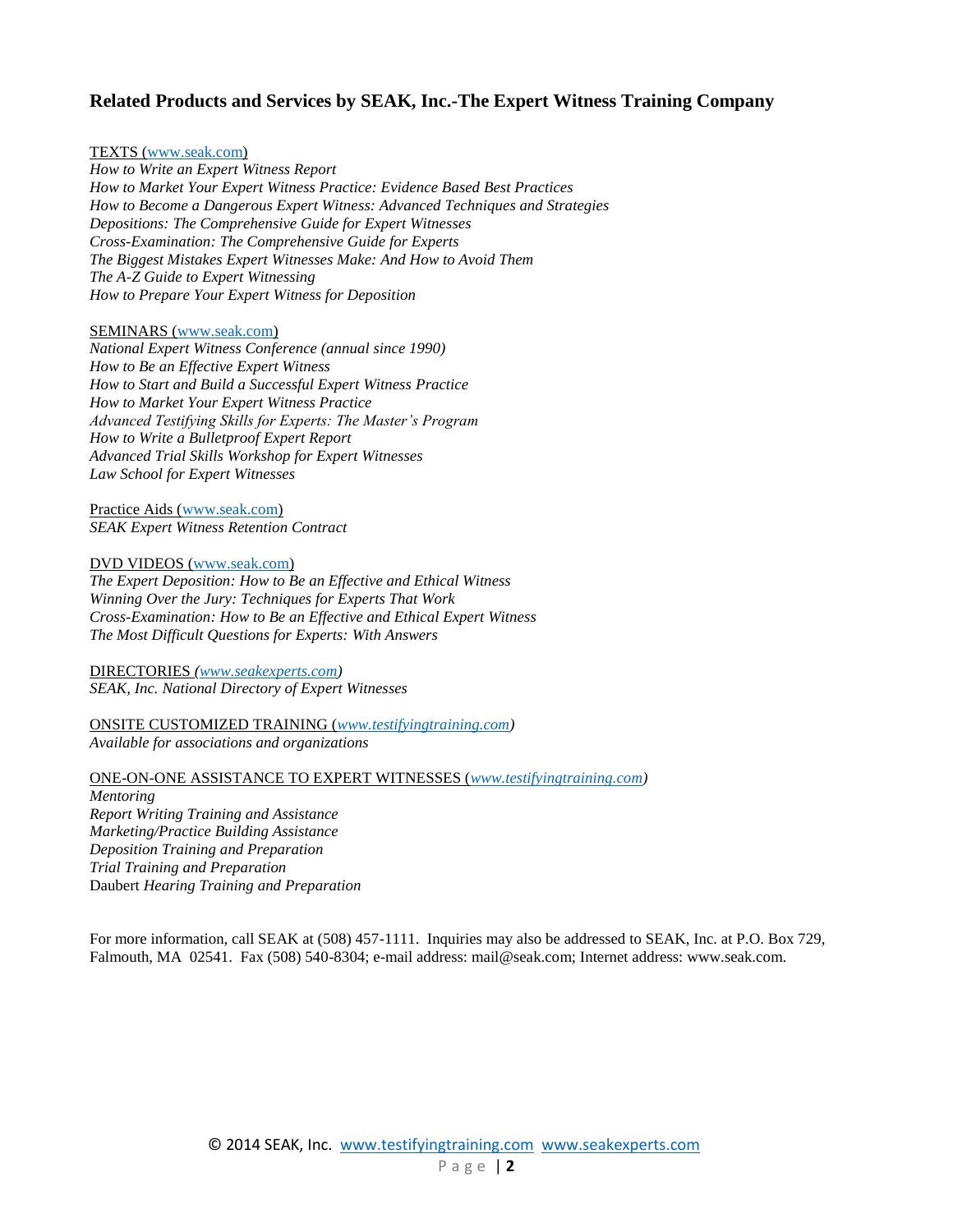## Related Products and Services by SEAK, Inc.-The Expert Witness Training Company

TEXTS (www.seak.com)
*How to Write an Expert Witness Report*
*How to Market Your Expert Witness Practice: Evidence Based Best Practices*
*How to Become a Dangerous Expert Witness: Advanced Techniques and Strategies*
*Depositions: The Comprehensive Guide for Expert Witnesses*
*Cross-Examination: The Comprehensive Guide for Experts*
*The Biggest Mistakes Expert Witnesses Make: And How to Avoid Them*
*The A-Z Guide to Expert Witnessing*
*How to Prepare Your Expert Witness for Deposition*

SEMINARS (www.seak.com)
*National Expert Witness Conference (annual since 1990)*
*How to Be an Effective Expert Witness*
*How to Start and Build a Successful Expert Witness Practice*
*How to Market Your Expert Witness Practice*
*Advanced Testifying Skills for Experts: The Master's Program*
*How to Write a Bulletproof Expert Report*
*Advanced Trial Skills Workshop for Expert Witnesses*
*Law School for Expert Witnesses*

Practice Aids (www.seak.com)
*SEAK Expert Witness Retention Contract*

DVD VIDEOS (www.seak.com)
*The Expert Deposition: How to Be an Effective and Ethical Witness*
*Winning Over the Jury: Techniques for Experts That Work*
*Cross-Examination: How to Be an Effective and Ethical Expert Witness*
*The Most Difficult Questions for Experts: With Answers*

DIRECTORIES *(www.seakexperts.com)*
*SEAK, Inc. National Directory of Expert Witnesses*

ONSITE CUSTOMIZED TRAINING (*www.testifyingtraining.com)*
*Available for associations and organizations*

ONE-ON-ONE ASSISTANCE TO EXPERT WITNESSES (*www.testifyingtraining.com)*
*Mentoring*
*Report Writing Training and Assistance*
*Marketing/Practice Building Assistance*
*Deposition Training and Preparation*
*Trial Training and Preparation*
Daubert *Hearing Training and Preparation*

For more information, call SEAK at (508) 457-1111. Inquiries may also be addressed to SEAK, Inc. at P.O. Box 729, Falmouth, MA 02541. Fax (508) 540-8304; e-mail address: mail@seak.com; Internet address: www.seak.com.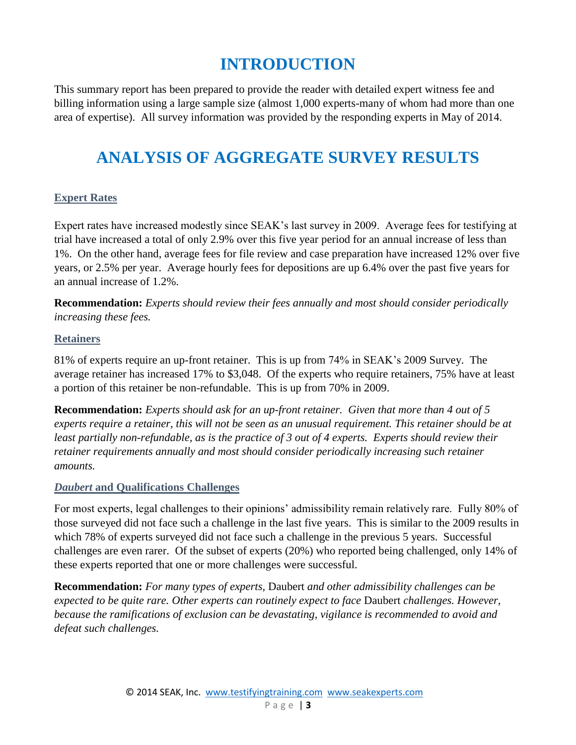# INTRODUCTION

This summary report has been prepared to provide the reader with detailed expert witness fee and billing information using a large sample size (almost 1,000 experts-many of whom had more than one area of expertise). All survey information was provided by the responding experts in May of 2014.

# ANALYSIS OF AGGREGATE SURVEY RESULTS

## Expert Rates

Expert rates have increased modestly since SEAK's last survey in 2009. Average fees for testifying at trial have increased a total of only 2.9% over this five year period for an annual increase of less than 1%. On the other hand, average fees for file review and case preparation have increased 12% over five years, or 2.5% per year. Average hourly fees for depositions are up 6.4% over the past five years for an annual increase of 1.2%.

**Recommendation:** *Experts should review their fees annually and most should consider periodically increasing these fees.*

## Retainers

81% of experts require an up-front retainer. This is up from 74% in SEAK's 2009 Survey. The average retainer has increased 17% to $3,048. Of the experts who require retainers, 75% have at least a portion of this retainer be non-refundable. This is up from 70% in 2009.

**Recommendation:** *Experts should ask for an up-front retainer. Given that more than 4 out of 5 experts require a retainer, this will not be seen as an unusual requirement. This retainer should be at least partially non-refundable, as is the practice of 3 out of 4 experts. Experts should review their retainer requirements annually and most should consider periodically increasing such retainer amounts.*

## *Daubert* and Qualifications Challenges

For most experts, legal challenges to their opinions' admissibility remain relatively rare. Fully 80% of those surveyed did not face such a challenge in the last five years. This is similar to the 2009 results in which 78% of experts surveyed did not face such a challenge in the previous 5 years. Successful challenges are even rarer. Of the subset of experts (20%) who reported being challenged, only 14% of these experts reported that one or more challenges were successful.

**Recommendation:** *For many types of experts,* Daubert *and other admissibility challenges can be expected to be quite rare. Other experts can routinely expect to face* Daubert *challenges. However, because the ramifications of exclusion can be devastating, vigilance is recommended to avoid and defeat such challenges.*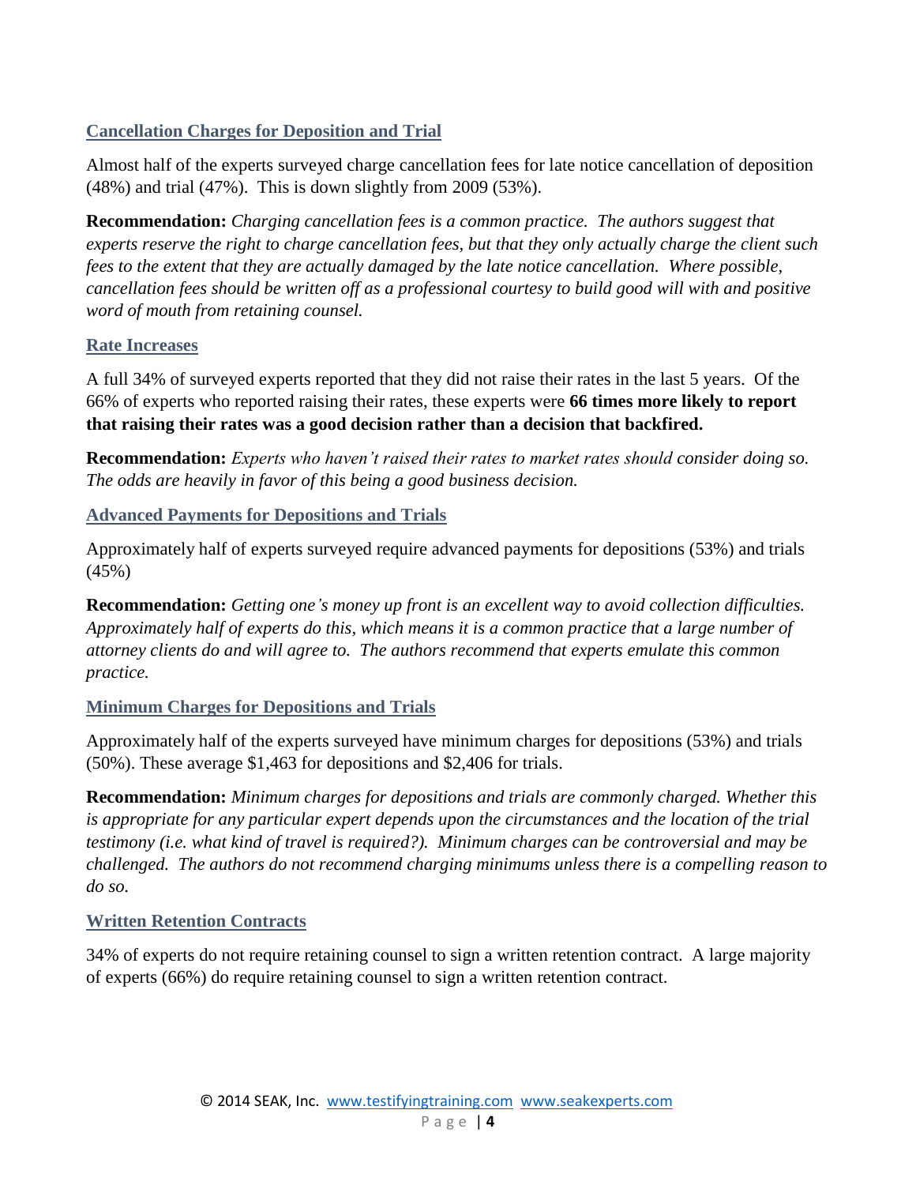### Cancellation Charges for Deposition and Trial

Almost half of the experts surveyed charge cancellation fees for late notice cancellation of deposition (48%) and trial (47%). This is down slightly from 2009 (53%).

**Recommendation:** *Charging cancellation fees is a common practice. The authors suggest that experts reserve the right to charge cancellation fees, but that they only actually charge the client such fees to the extent that they are actually damaged by the late notice cancellation. Where possible, cancellation fees should be written off as a professional courtesy to build good will with and positive word of mouth from retaining counsel.*

### Rate Increases

A full 34% of surveyed experts reported that they did not raise their rates in the last 5 years. Of the 66% of experts who reported raising their rates, these experts were **66 times more likely to report that raising their rates was a good decision rather than a decision that backfired.**

**Recommendation:** *Experts who haven't raised their rates to market rates should consider doing so. The odds are heavily in favor of this being a good business decision.*

### Advanced Payments for Depositions and Trials

Approximately half of experts surveyed require advanced payments for depositions (53%) and trials (45%)

**Recommendation:** *Getting one's money up front is an excellent way to avoid collection difficulties. Approximately half of experts do this, which means it is a common practice that a large number of attorney clients do and will agree to. The authors recommend that experts emulate this common practice.*

### Minimum Charges for Depositions and Trials

Approximately half of the experts surveyed have minimum charges for depositions (53%) and trials (50%). These average $1,463 for depositions and $2,406 for trials.

**Recommendation:** *Minimum charges for depositions and trials are commonly charged. Whether this is appropriate for any particular expert depends upon the circumstances and the location of the trial testimony (i.e. what kind of travel is required?). Minimum charges can be controversial and may be challenged. The authors do not recommend charging minimums unless there is a compelling reason to do so.*

### Written Retention Contracts

34% of experts do not require retaining counsel to sign a written retention contract. A large majority of experts (66%) do require retaining counsel to sign a written retention contract.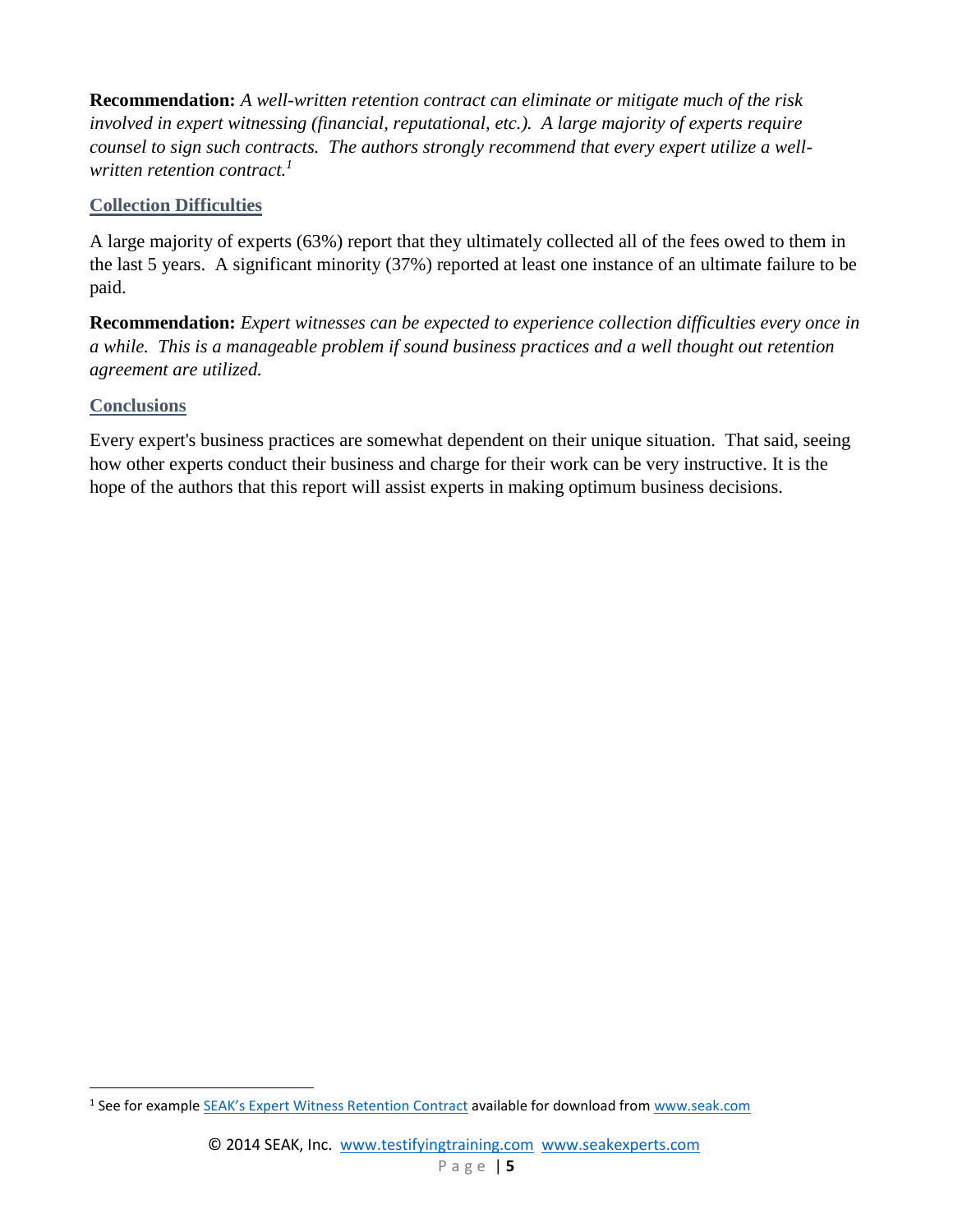**Recommendation:** *A well-written retention contract can eliminate or mitigate much of the risk involved in expert witnessing (financial, reputational, etc.). A large majority of experts require counsel to sign such contracts. The authors strongly recommend that every expert utilize a well-written retention contract.*[1]

## Collection Difficulties

A large majority of experts (63%) report that they ultimately collected all of the fees owed to them in the last 5 years. A significant minority (37%) reported at least one instance of an ultimate failure to be paid.

**Recommendation:** *Expert witnesses can be expected to experience collection difficulties every once in a while. This is a manageable problem if sound business practices and a well thought out retention agreement are utilized.*

## Conclusions

Every expert's business practices are somewhat dependent on their unique situation. That said, seeing how other experts conduct their business and charge for their work can be very instructive. It is the hope of the authors that this report will assist experts in making optimum business decisions.

---

[1] See for example SEAK's Expert Witness Retention Contract available for download from www.seak.com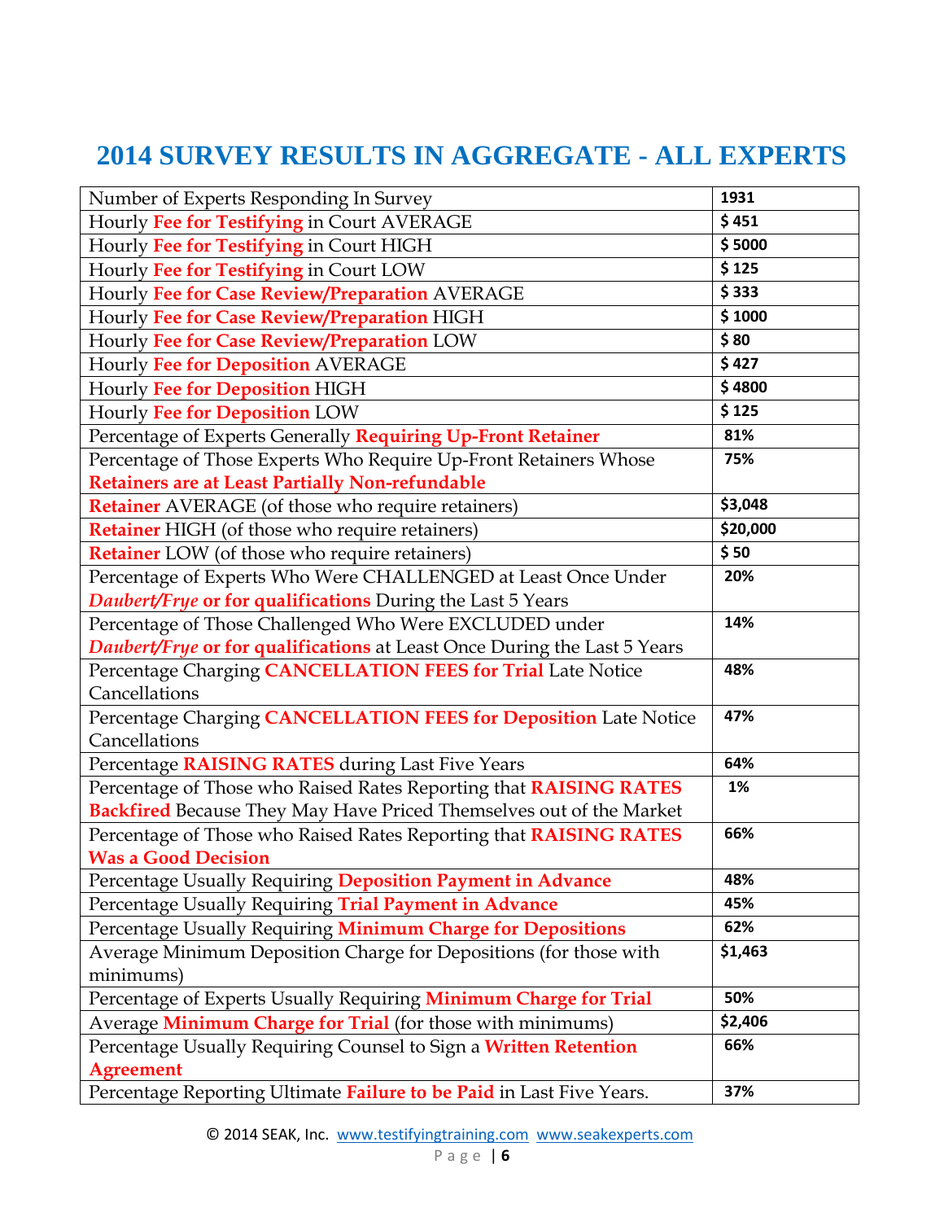# 2014 SURVEY RESULTS IN AGGREGATE - ALL EXPERTS

| | |
|---|---|
| Number of Experts Responding In Survey | 1931 |
| Hourly **Fee for Testifying** in Court AVERAGE | $ 451 |
| Hourly **Fee for Testifying** in Court HIGH | $ 5000 |
| Hourly **Fee for Testifying** in Court LOW | $ 125 |
| Hourly **Fee for Case Review/Preparation** AVERAGE | $ 333 |
| Hourly **Fee for Case Review/Preparation** HIGH | $ 1000 |
| Hourly **Fee for Case Review/Preparation** LOW | $ 80 |
| Hourly **Fee for Deposition** AVERAGE | $ 427 |
| Hourly **Fee for Deposition** HIGH | $ 4800 |
| Hourly **Fee for Deposition** LOW | $ 125 |
| Percentage of Experts Generally **Requiring Up-Front Retainer** | 81% |
| Percentage of Those Experts Who Require Up-Front Retainers Whose **Retainers are at Least Partially Non-refundable** | 75% |
| **Retainer** AVERAGE (of those who require retainers) | $3,048 |
| **Retainer** HIGH (of those who require retainers) | $20,000 |
| **Retainer** LOW (of those who require retainers) | $ 50 |
| Percentage of Experts Who Were CHALLENGED at Least Once Under ***Daubert/Frye*** **or for qualifications** During the Last 5 Years | 20% |
| Percentage of Those Challenged Who Were EXCLUDED under ***Daubert/Frye*** **or for qualifications** at Least Once During the Last 5 Years | 14% |
| Percentage Charging **CANCELLATION FEES for Trial** Late Notice Cancellations | 48% |
| Percentage Charging **CANCELLATION FEES for Deposition** Late Notice Cancellations | 47% |
| Percentage **RAISING RATES** during Last Five Years | 64% |
| Percentage of Those who Raised Rates Reporting that **RAISING RATES Backfired** Because They May Have Priced Themselves out of the Market | 1% |
| Percentage of Those who Raised Rates Reporting that **RAISING RATES Was a Good Decision** | 66% |
| Percentage Usually Requiring **Deposition Payment in Advance** | 48% |
| Percentage Usually Requiring **Trial Payment in Advance** | 45% |
| Percentage Usually Requiring **Minimum Charge for Depositions** | 62% |
| Average Minimum Deposition Charge for Depositions (for those with minimums) | $1,463 |
| Percentage of Experts Usually Requiring **Minimum Charge for Trial** | 50% |
| Average **Minimum Charge for Trial** (for those with minimums) | $2,406 |
| Percentage Usually Requiring Counsel to Sign a **Written Retention Agreement** | 66% |
| Percentage Reporting Ultimate **Failure to be Paid** in Last Five Years. | 37% |

© 2014 SEAK, Inc. www.testifyingtraining.com www.seakexperts.com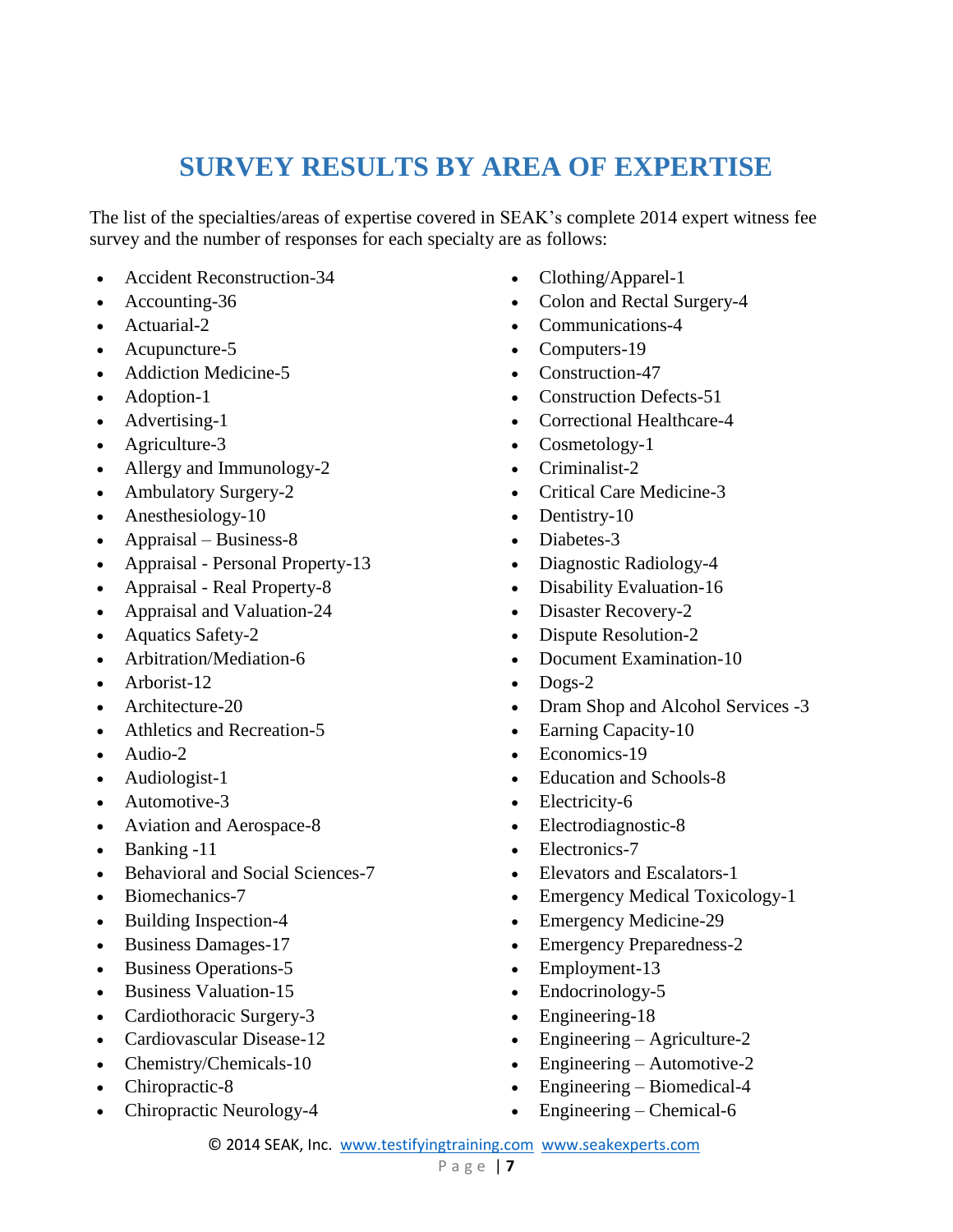# SURVEY RESULTS BY AREA OF EXPERTISE

The list of the specialties/areas of expertise covered in SEAK's complete 2014 expert witness fee survey and the number of responses for each specialty are as follows:

- Accident Reconstruction-34
- Accounting-36
- Actuarial-2
- Acupuncture-5
- Addiction Medicine-5
- Adoption-1
- Advertising-1
- Agriculture-3
- Allergy and Immunology-2
- Ambulatory Surgery-2
- Anesthesiology-10
- Appraisal – Business-8
- Appraisal - Personal Property-13
- Appraisal - Real Property-8
- Appraisal and Valuation-24
- Aquatics Safety-2
- Arbitration/Mediation-6
- Arborist-12
- Architecture-20
- Athletics and Recreation-5
- Audio-2
- Audiologist-1
- Automotive-3
- Aviation and Aerospace-8
- Banking -11
- Behavioral and Social Sciences-7
- Biomechanics-7
- Building Inspection-4
- Business Damages-17
- Business Operations-5
- Business Valuation-15
- Cardiothoracic Surgery-3
- Cardiovascular Disease-12
- Chemistry/Chemicals-10
- Chiropractic-8
- Chiropractic Neurology-4
- Clothing/Apparel-1
- Colon and Rectal Surgery-4
- Communications-4
- Computers-19
- Construction-47
- Construction Defects-51
- Correctional Healthcare-4
- Cosmetology-1
- Criminalist-2
- Critical Care Medicine-3
- Dentistry-10
- Diabetes-3
- Diagnostic Radiology-4
- Disability Evaluation-16
- Disaster Recovery-2
- Dispute Resolution-2
- Document Examination-10
- Dogs-2
- Dram Shop and Alcohol Services -3
- Earning Capacity-10
- Economics-19
- Education and Schools-8
- Electricity-6
- Electrodiagnostic-8
- Electronics-7
- Elevators and Escalators-1
- Emergency Medical Toxicology-1
- Emergency Medicine-29
- Emergency Preparedness-2
- Employment-13
- Endocrinology-5
- Engineering-18
- Engineering – Agriculture-2
- Engineering – Automotive-2
- Engineering – Biomedical-4
- Engineering – Chemical-6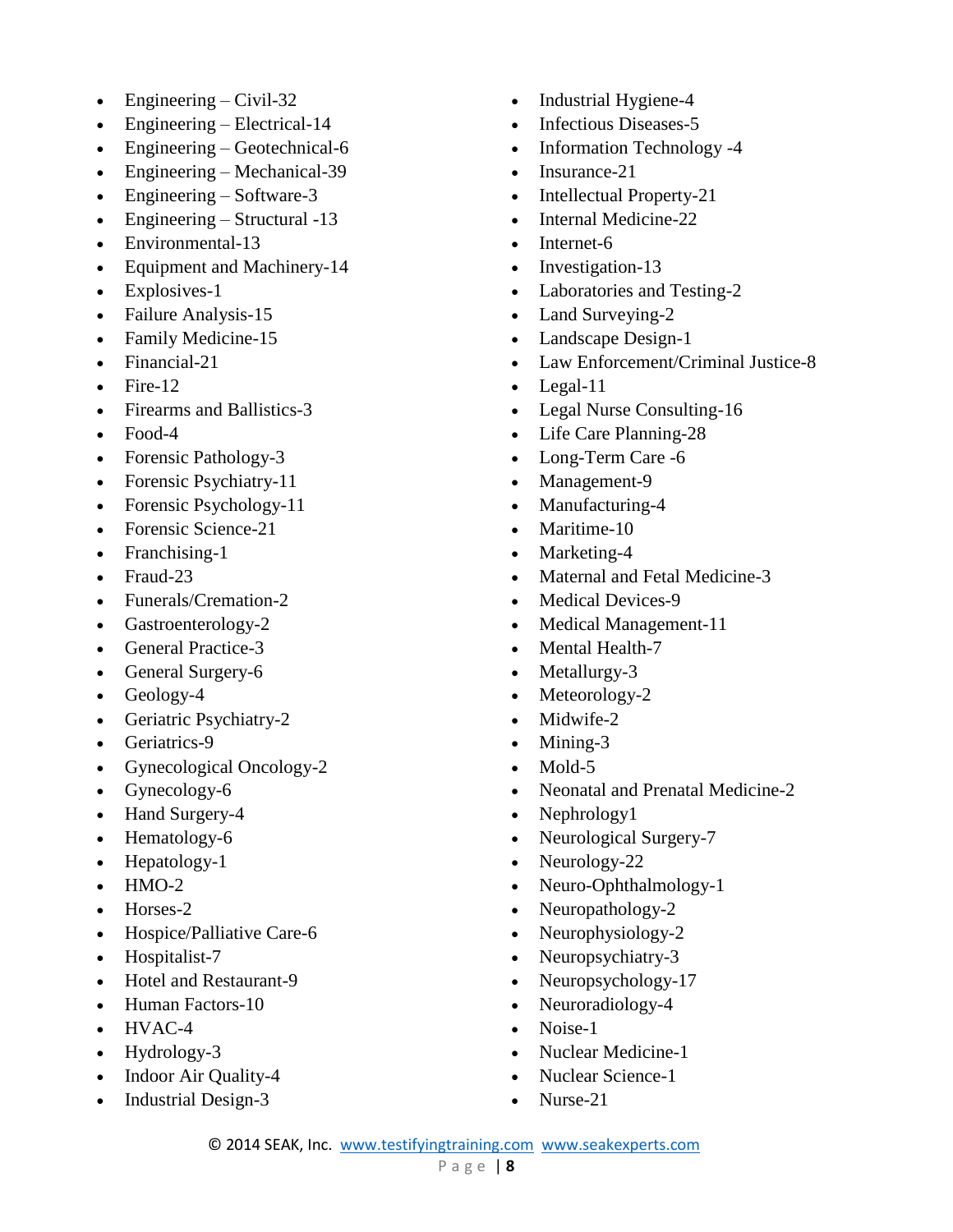- Engineering – Civil-32
- Engineering – Electrical-14
- Engineering – Geotechnical-6
- Engineering – Mechanical-39
- Engineering – Software-3
- Engineering – Structural -13
- Environmental-13
- Equipment and Machinery-14
- Explosives-1
- Failure Analysis-15
- Family Medicine-15
- Financial-21
- Fire-12
- Firearms and Ballistics-3
- Food-4
- Forensic Pathology-3
- Forensic Psychiatry-11
- Forensic Psychology-11
- Forensic Science-21
- Franchising-1
- Fraud-23
- Funerals/Cremation-2
- Gastroenterology-2
- General Practice-3
- General Surgery-6
- Geology-4
- Geriatric Psychiatry-2
- Geriatrics-9
- Gynecological Oncology-2
- Gynecology-6
- Hand Surgery-4
- Hematology-6
- Hepatology-1
- HMO-2
- Horses-2
- Hospice/Palliative Care-6
- Hospitalist-7
- Hotel and Restaurant-9
- Human Factors-10
- HVAC-4
- Hydrology-3
- Indoor Air Quality-4
- Industrial Design-3
- Industrial Hygiene-4
- Infectious Diseases-5
- Information Technology -4
- Insurance-21
- Intellectual Property-21
- Internal Medicine-22
- Internet-6
- Investigation-13
- Laboratories and Testing-2
- Land Surveying-2
- Landscape Design-1
- Law Enforcement/Criminal Justice-8
- Legal-11
- Legal Nurse Consulting-16
- Life Care Planning-28
- Long-Term Care -6
- Management-9
- Manufacturing-4
- Maritime-10
- Marketing-4
- Maternal and Fetal Medicine-3
- Medical Devices-9
- Medical Management-11
- Mental Health-7
- Metallurgy-3
- Meteorology-2
- Midwife-2
- Mining-3
- Mold-5
- Neonatal and Prenatal Medicine-2
- Nephrology1
- Neurological Surgery-7
- Neurology-22
- Neuro-Ophthalmology-1
- Neuropathology-2
- Neurophysiology-2
- Neuropsychiatry-3
- Neuropsychology-17
- Neuroradiology-4
- Noise-1
- Nuclear Medicine-1
- Nuclear Science-1
- Nurse-21

© 2014 SEAK, Inc. www.testifyingtraining.com www.seakexperts.com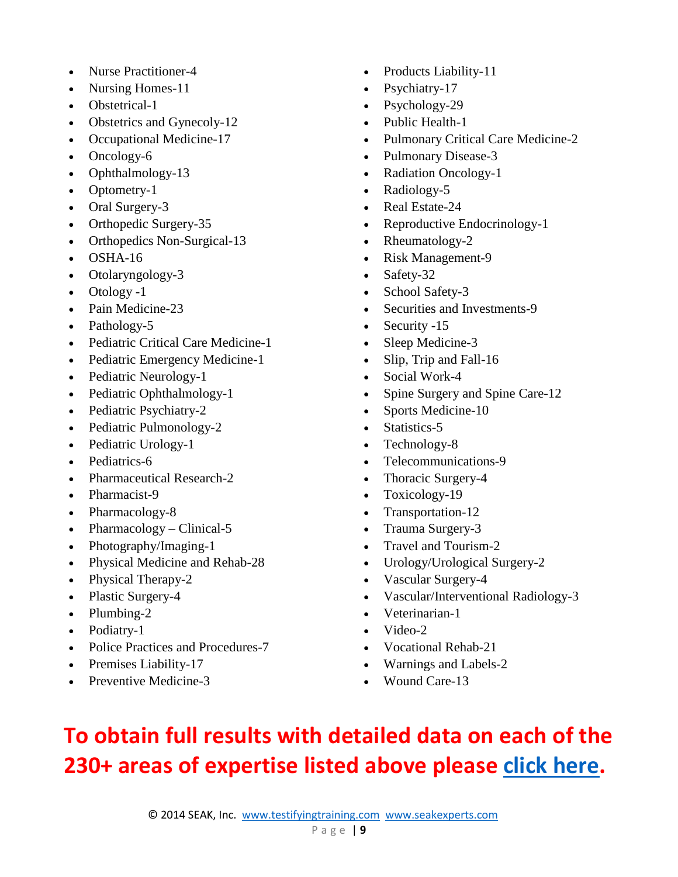- Nurse Practitioner-4
- Nursing Homes-11
- Obstetrical-1
- Obstetrics and Gynecoly-12
- Occupational Medicine-17
- Oncology-6
- Ophthalmology-13
- Optometry-1
- Oral Surgery-3
- Orthopedic Surgery-35
- Orthopedics Non-Surgical-13
- OSHA-16
- Otolaryngology-3
- Otology -1
- Pain Medicine-23
- Pathology-5
- Pediatric Critical Care Medicine-1
- Pediatric Emergency Medicine-1
- Pediatric Neurology-1
- Pediatric Ophthalmology-1
- Pediatric Psychiatry-2
- Pediatric Pulmonology-2
- Pediatric Urology-1
- Pediatrics-6
- Pharmaceutical Research-2
- Pharmacist-9
- Pharmacology-8
- Pharmacology – Clinical-5
- Photography/Imaging-1
- Physical Medicine and Rehab-28
- Physical Therapy-2
- Plastic Surgery-4
- Plumbing-2
- Podiatry-1
- Police Practices and Procedures-7
- Premises Liability-17
- Preventive Medicine-3
- Products Liability-11
- Psychiatry-17
- Psychology-29
- Public Health-1
- Pulmonary Critical Care Medicine-2
- Pulmonary Disease-3
- Radiation Oncology-1
- Radiology-5
- Real Estate-24
- Reproductive Endocrinology-1
- Rheumatology-2
- Risk Management-9
- Safety-32
- School Safety-3
- Securities and Investments-9
- Security -15
- Sleep Medicine-3
- Slip, Trip and Fall-16
- Social Work-4
- Spine Surgery and Spine Care-12
- Sports Medicine-10
- Statistics-5
- Technology-8
- Telecommunications-9
- Thoracic Surgery-4
- Toxicology-19
- Transportation-12
- Trauma Surgery-3
- Travel and Tourism-2
- Urology/Urological Surgery-2
- Vascular Surgery-4
- Vascular/Interventional Radiology-3
- Veterinarian-1
- Video-2
- Vocational Rehab-21
- Warnings and Labels-2
- Wound Care-13

**To obtain full results with detailed data on each of the 230+ areas of expertise listed above please click here.**

© 2014 SEAK, Inc. www.testifyingtraining.com www.seakexperts.com